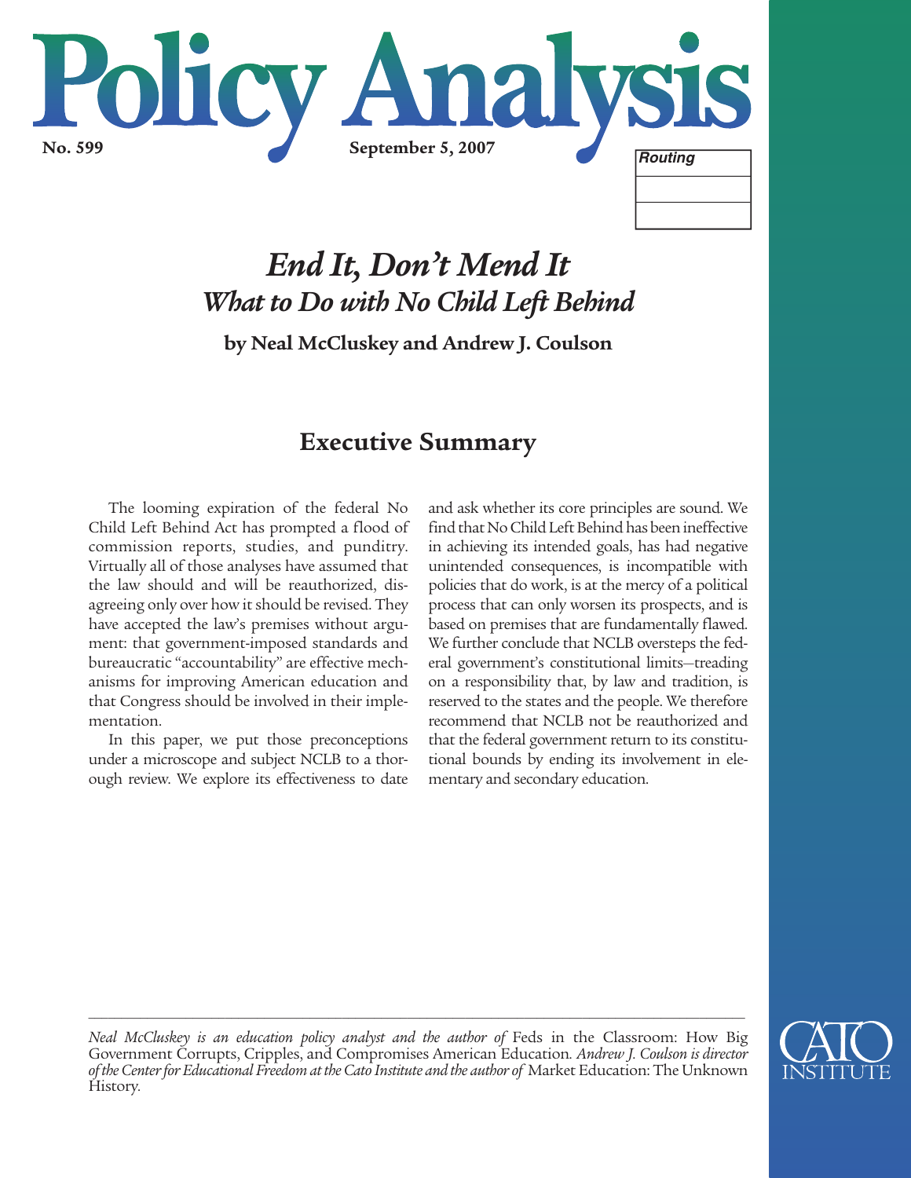# Policy Analysis

**No. 599** **September 5, 2007**

| Routing |
| --- |
| |
| |

## *End It, Don't Mend It*
### *What to Do with No Child Left Behind*

**by Neal McCluskey and Andrew J. Coulson**

## Executive Summary

The looming expiration of the federal No Child Left Behind Act has prompted a flood of commission reports, studies, and punditry. Virtually all of those analyses have assumed that the law should and will be reauthorized, disagreeing only over how it should be revised. They have accepted the law's premises without argument: that government-imposed standards and bureaucratic "accountability" are effective mechanisms for improving American education and that Congress should be involved in their implementation.

In this paper, we put those preconceptions under a microscope and subject NCLB to a thorough review. We explore its effectiveness to date and ask whether its core principles are sound. We find that No Child Left Behind has been ineffective in achieving its intended goals, has had negative unintended consequences, is incompatible with policies that do work, is at the mercy of a political process that can only worsen its prospects, and is based on premises that are fundamentally flawed. We further conclude that NCLB oversteps the federal government's constitutional limits—treading on a responsibility that, by law and tradition, is reserved to the states and the people. We therefore recommend that NCLB not be reauthorized and that the federal government return to its constitutional bounds by ending its involvement in elementary and secondary education.

---

*Neal McCluskey is an education policy analyst and the author of* Feds in the Classroom: How Big Government Corrupts, Cripples, and Compromises American Education. *Andrew J. Coulson is director of the Center for Educational Freedom at the Cato Institute and the author of* Market Education: The Unknown History.

CATO INSTITUTE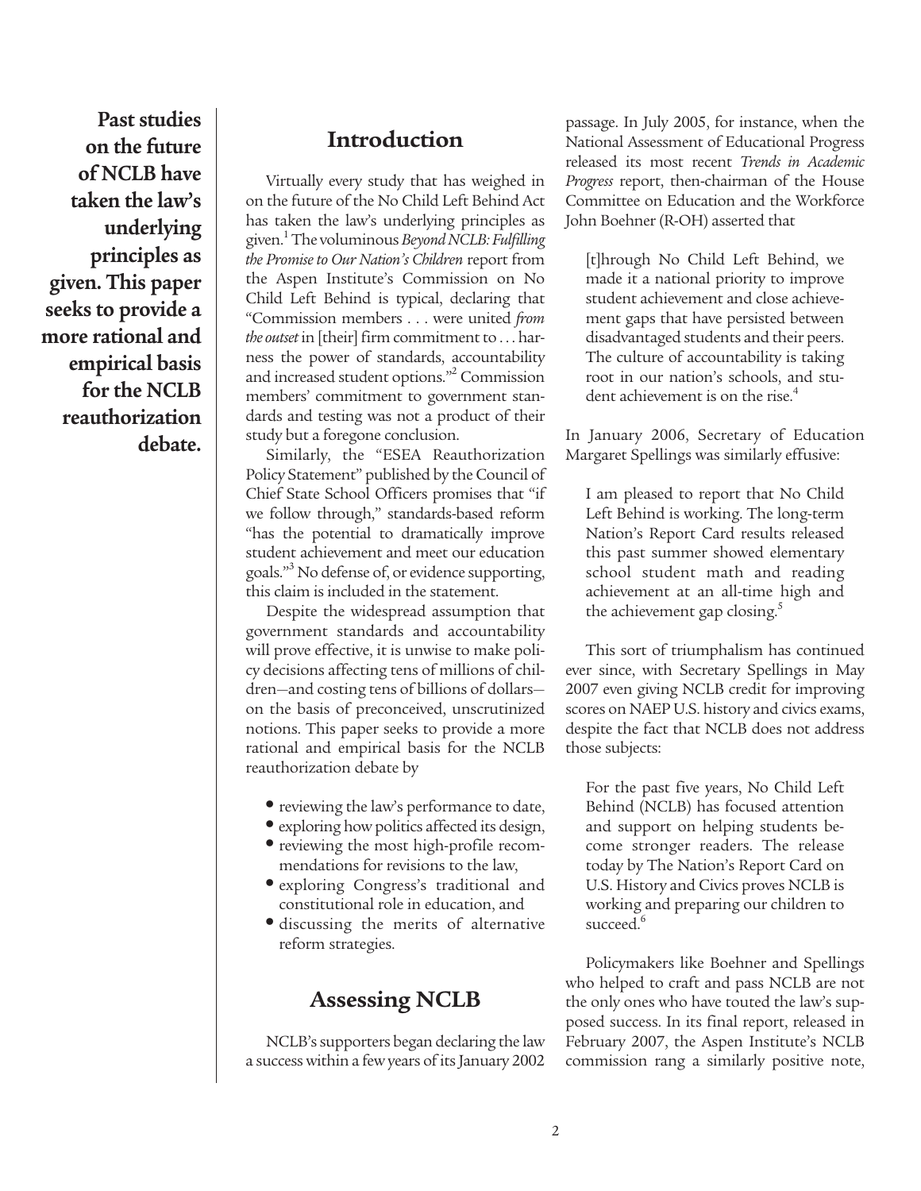**Past studies on the future of NCLB have taken the law's underlying principles as given. This paper seeks to provide a more rational and empirical basis for the NCLB reauthorization debate.**

## Introduction

Virtually every study that has weighed in on the future of the No Child Left Behind Act has taken the law's underlying principles as given.[1] The voluminous *Beyond NCLB: Fulfilling the Promise to Our Nation's Children* report from the Aspen Institute's Commission on No Child Left Behind is typical, declaring that "Commission members . . . were united *from the outset* in [their] firm commitment to . . . harness the power of standards, accountability and increased student options."[2] Commission members' commitment to government standards and testing was not a product of their study but a foregone conclusion.

Similarly, the "ESEA Reauthorization Policy Statement" published by the Council of Chief State School Officers promises that "if we follow through," standards-based reform "has the potential to dramatically improve student achievement and meet our education goals."[3] No defense of, or evidence supporting, this claim is included in the statement.

Despite the widespread assumption that government standards and accountability will prove effective, it is unwise to make policy decisions affecting tens of millions of children—and costing tens of billions of dollars—on the basis of preconceived, unscrutinized notions. This paper seeks to provide a more rational and empirical basis for the NCLB reauthorization debate by

- reviewing the law's performance to date,
- exploring how politics affected its design,
- reviewing the most high-profile recommendations for revisions to the law,
- exploring Congress's traditional and constitutional role in education, and
- discussing the merits of alternative reform strategies.

## Assessing NCLB

NCLB's supporters began declaring the law a success within a few years of its January 2002 passage. In July 2005, for instance, when the National Assessment of Educational Progress released its most recent *Trends in Academic Progress* report, then-chairman of the House Committee on Education and the Workforce John Boehner (R-OH) asserted that

> [t]hrough No Child Left Behind, we made it a national priority to improve student achievement and close achievement gaps that have persisted between disadvantaged students and their peers. The culture of accountability is taking root in our nation's schools, and student achievement is on the rise.[4]

In January 2006, Secretary of Education Margaret Spellings was similarly effusive:

> I am pleased to report that No Child Left Behind is working. The long-term Nation's Report Card results released this past summer showed elementary school student math and reading achievement at an all-time high and the achievement gap closing.[5]

This sort of triumphalism has continued ever since, with Secretary Spellings in May 2007 even giving NCLB credit for improving scores on NAEP U.S. history and civics exams, despite the fact that NCLB does not address those subjects:

> For the past five years, No Child Left Behind (NCLB) has focused attention and support on helping students become stronger readers. The release today by The Nation's Report Card on U.S. History and Civics proves NCLB is working and preparing our children to succeed.[6]

Policymakers like Boehner and Spellings who helped to craft and pass NCLB are not the only ones who have touted the law's supposed success. In its final report, released in February 2007, the Aspen Institute's NCLB commission rang a similarly positive note,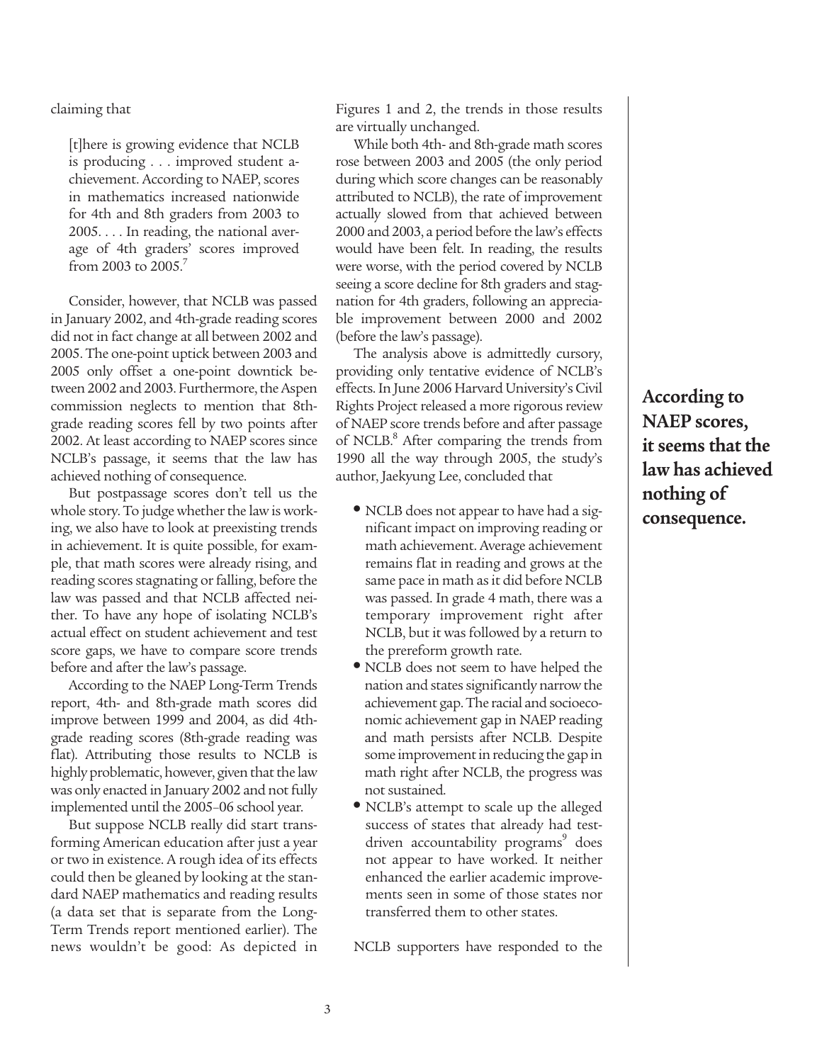claiming that

> [t]here is growing evidence that NCLB is producing . . . improved student achievement. According to NAEP, scores in mathematics increased nationwide for 4th and 8th graders from 2003 to 2005. . . . In reading, the national average of 4th graders' scores improved from 2003 to 2005.[7]

Consider, however, that NCLB was passed in January 2002, and 4th-grade reading scores did not in fact change at all between 2002 and 2005. The one-point uptick between 2003 and 2005 only offset a one-point downtick between 2002 and 2003. Furthermore, the Aspen commission neglects to mention that 8th-grade reading scores fell by two points after 2002. At least according to NAEP scores since NCLB's passage, it seems that the law has achieved nothing of consequence.

But postpassage scores don't tell us the whole story. To judge whether the law is working, we also have to look at preexisting trends in achievement. It is quite possible, for example, that math scores were already rising, and reading scores stagnating or falling, before the law was passed and that NCLB affected neither. To have any hope of isolating NCLB's actual effect on student achievement and test score gaps, we have to compare score trends before and after the law's passage.

According to the NAEP Long-Term Trends report, 4th- and 8th-grade math scores did improve between 1999 and 2004, as did 4th-grade reading scores (8th-grade reading was flat). Attributing those results to NCLB is highly problematic, however, given that the law was only enacted in January 2002 and not fully implemented until the 2005–06 school year.

But suppose NCLB really did start transforming American education after just a year or two in existence. A rough idea of its effects could then be gleaned by looking at the standard NAEP mathematics and reading results (a data set that is separate from the Long-Term Trends report mentioned earlier). The news wouldn't be good: As depicted in Figures 1 and 2, the trends in those results are virtually unchanged.

While both 4th- and 8th-grade math scores rose between 2003 and 2005 (the only period during which score changes can be reasonably attributed to NCLB), the rate of improvement actually slowed from that achieved between 2000 and 2003, a period before the law's effects would have been felt. In reading, the results were worse, with the period covered by NCLB seeing a score decline for 8th graders and stagnation for 4th graders, following an appreciable improvement between 2000 and 2002 (before the law's passage).

The analysis above is admittedly cursory, providing only tentative evidence of NCLB's effects. In June 2006 Harvard University's Civil Rights Project released a more rigorous review of NAEP score trends before and after passage of NCLB.[8] After comparing the trends from 1990 all the way through 2005, the study's author, Jaekyung Lee, concluded that

- NCLB does not appear to have had a significant impact on improving reading or math achievement. Average achievement remains flat in reading and grows at the same pace in math as it did before NCLB was passed. In grade 4 math, there was a temporary improvement right after NCLB, but it was followed by a return to the prereform growth rate.
- NCLB does not seem to have helped the nation and states significantly narrow the achievement gap. The racial and socioeconomic achievement gap in NAEP reading and math persists after NCLB. Despite some improvement in reducing the gap in math right after NCLB, the progress was not sustained.
- NCLB's attempt to scale up the alleged success of states that already had test-driven accountability programs[9] does not appear to have worked. It neither enhanced the earlier academic improvements seen in some of those states nor transferred them to other states.

NCLB supporters have responded to the

**According to NAEP scores, it seems that the law has achieved nothing of consequence.**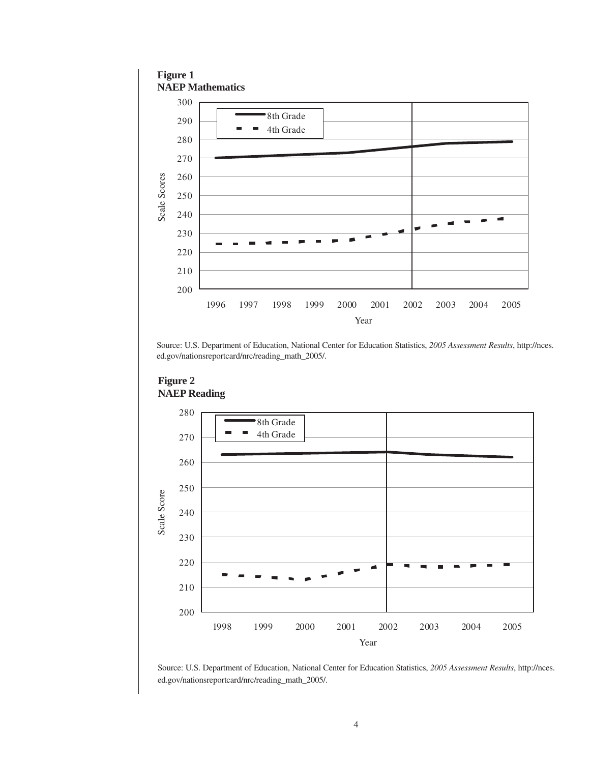**Figure 1**
**NAEP Mathematics**

Source: U.S. Department of Education, National Center for Education Statistics, *2005 Assessment Results*, http://nces.ed.gov/nationsreportcard/nrc/reading_math_2005/.

**Figure 2**
**NAEP Reading**

Source: U.S. Department of Education, National Center for Education Statistics, *2005 Assessment Results*, http://nces.ed.gov/nationsreportcard/nrc/reading_math_2005/.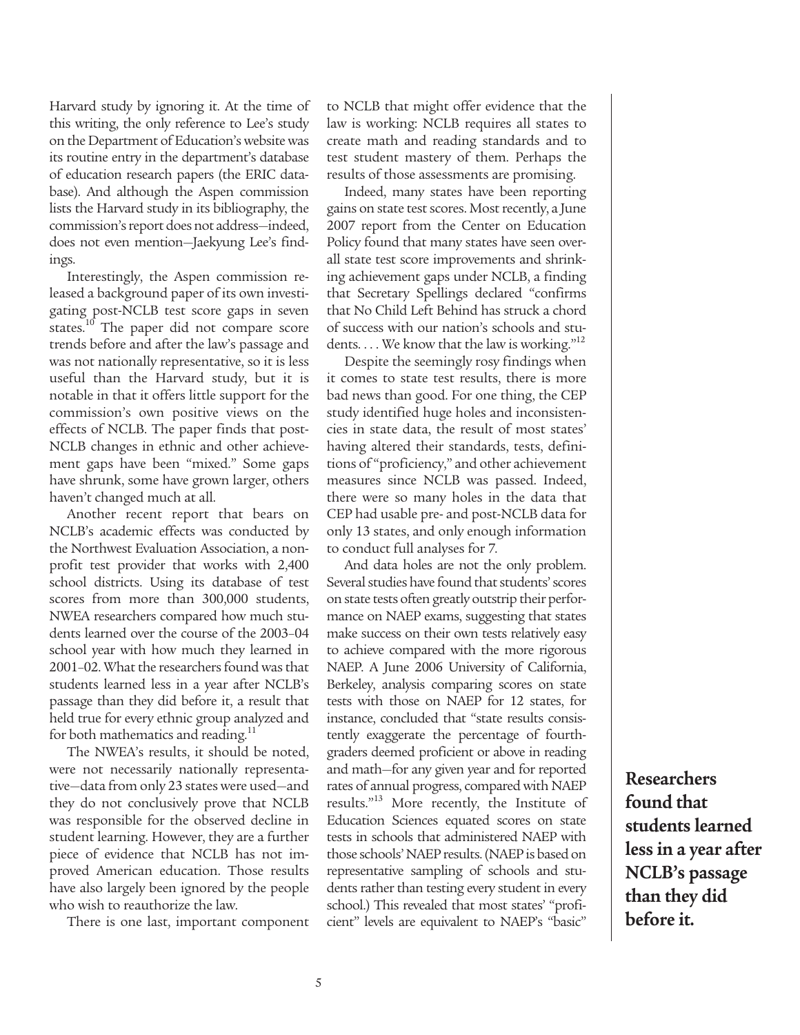Harvard study by ignoring it. At the time of this writing, the only reference to Lee's study on the Department of Education's website was its routine entry in the department's database of education research papers (the ERIC database). And although the Aspen commission lists the Harvard study in its bibliography, the commission's report does not address—indeed, does not even mention—Jaekyung Lee's findings.

Interestingly, the Aspen commission released a background paper of its own investigating post-NCLB test score gaps in seven states.[10] The paper did not compare score trends before and after the law's passage and was not nationally representative, so it is less useful than the Harvard study, but it is notable in that it offers little support for the commission's own positive views on the effects of NCLB. The paper finds that post-NCLB changes in ethnic and other achievement gaps have been "mixed." Some gaps have shrunk, some have grown larger, others haven't changed much at all.

Another recent report that bears on NCLB's academic effects was conducted by the Northwest Evaluation Association, a non-profit test provider that works with 2,400 school districts. Using its database of test scores from more than 300,000 students, NWEA researchers compared how much students learned over the course of the 2003–04 school year with how much they learned in 2001–02. What the researchers found was that students learned less in a year after NCLB's passage than they did before it, a result that held true for every ethnic group analyzed and for both mathematics and reading.[11]

The NWEA's results, it should be noted, were not necessarily nationally representative—data from only 23 states were used—and they do not conclusively prove that NCLB was responsible for the observed decline in student learning. However, they are a further piece of evidence that NCLB has not improved American education. Those results have also largely been ignored by the people who wish to reauthorize the law.

There is one last, important component to NCLB that might offer evidence that the law is working: NCLB requires all states to create math and reading standards and to test student mastery of them. Perhaps the results of those assessments are promising.

Indeed, many states have been reporting gains on state test scores. Most recently, a June 2007 report from the Center on Education Policy found that many states have seen overall state test score improvements and shrinking achievement gaps under NCLB, a finding that Secretary Spellings declared "confirms that No Child Left Behind has struck a chord of success with our nation's schools and students. . . . We know that the law is working."[12]

Despite the seemingly rosy findings when it comes to state test results, there is more bad news than good. For one thing, the CEP study identified huge holes and inconsistencies in state data, the result of most states' having altered their standards, tests, definitions of "proficiency," and other achievement measures since NCLB was passed. Indeed, there were so many holes in the data that CEP had usable pre- and post-NCLB data for only 13 states, and only enough information to conduct full analyses for 7.

And data holes are not the only problem. Several studies have found that students' scores on state tests often greatly outstrip their performance on NAEP exams, suggesting that states make success on their own tests relatively easy to achieve compared with the more rigorous NAEP. A June 2006 University of California, Berkeley, analysis comparing scores on state tests with those on NAEP for 12 states, for instance, concluded that "state results consistently exaggerate the percentage of fourth-graders deemed proficient or above in reading and math—for any given year and for reported rates of annual progress, compared with NAEP results."[13] More recently, the Institute of Education Sciences equated scores on state tests in schools that administered NAEP with those schools' NAEP results. (NAEP is based on representative sampling of schools and students rather than testing every student in every school.) This revealed that most states' "proficient" levels are equivalent to NAEP's "basic"

**Researchers found that students learned less in a year after NCLB's passage than they did before it.**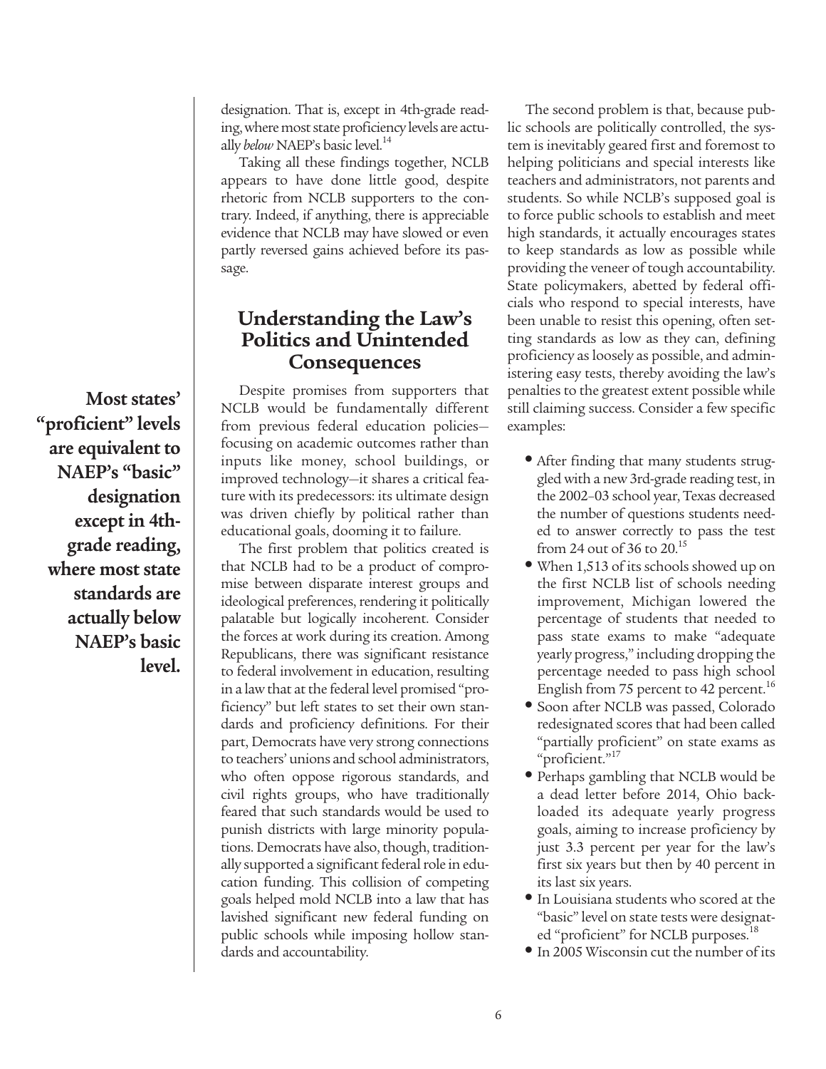designation. That is, except in 4th-grade reading, where most state proficiency levels are actually *below* NAEP's basic level.[14]

Taking all these findings together, NCLB appears to have done little good, despite rhetoric from NCLB supporters to the contrary. Indeed, if anything, there is appreciable evidence that NCLB may have slowed or even partly reversed gains achieved before its passage.

**Most states' "proficient" levels are equivalent to NAEP's "basic" designation except in 4th-grade reading, where most state standards are actually below NAEP's basic level.**

## Understanding the Law's Politics and Unintended Consequences

Despite promises from supporters that NCLB would be fundamentally different from previous federal education policies—focusing on academic outcomes rather than inputs like money, school buildings, or improved technology—it shares a critical feature with its predecessors: its ultimate design was driven chiefly by political rather than educational goals, dooming it to failure.

The first problem that politics created is that NCLB had to be a product of compromise between disparate interest groups and ideological preferences, rendering it politically palatable but logically incoherent. Consider the forces at work during its creation. Among Republicans, there was significant resistance to federal involvement in education, resulting in a law that at the federal level promised "proficiency" but left states to set their own standards and proficiency definitions. For their part, Democrats have very strong connections to teachers' unions and school administrators, who often oppose rigorous standards, and civil rights groups, who have traditionally feared that such standards would be used to punish districts with large minority populations. Democrats have also, though, traditionally supported a significant federal role in education funding. This collision of competing goals helped mold NCLB into a law that has lavished significant new federal funding on public schools while imposing hollow standards and accountability.

The second problem is that, because public schools are politically controlled, the system is inevitably geared first and foremost to helping politicians and special interests like teachers and administrators, not parents and students. So while NCLB's supposed goal is to force public schools to establish and meet high standards, it actually encourages states to keep standards as low as possible while providing the veneer of tough accountability. State policymakers, abetted by federal officials who respond to special interests, have been unable to resist this opening, often setting standards as low as they can, defining proficiency as loosely as possible, and administering easy tests, thereby avoiding the law's penalties to the greatest extent possible while still claiming success. Consider a few specific examples:

- After finding that many students struggled with a new 3rd-grade reading test, in the 2002–03 school year, Texas decreased the number of questions students needed to answer correctly to pass the test from 24 out of 36 to 20.[15]
- When 1,513 of its schools showed up on the first NCLB list of schools needing improvement, Michigan lowered the percentage of students that needed to pass state exams to make "adequate yearly progress," including dropping the percentage needed to pass high school English from 75 percent to 42 percent.[16]
- Soon after NCLB was passed, Colorado redesignated scores that had been called "partially proficient" on state exams as "proficient."[17]
- Perhaps gambling that NCLB would be a dead letter before 2014, Ohio backloaded its adequate yearly progress goals, aiming to increase proficiency by just 3.3 percent per year for the law's first six years but then by 40 percent in its last six years.
- In Louisiana students who scored at the "basic" level on state tests were designated "proficient" for NCLB purposes.[18]
- In 2005 Wisconsin cut the number of its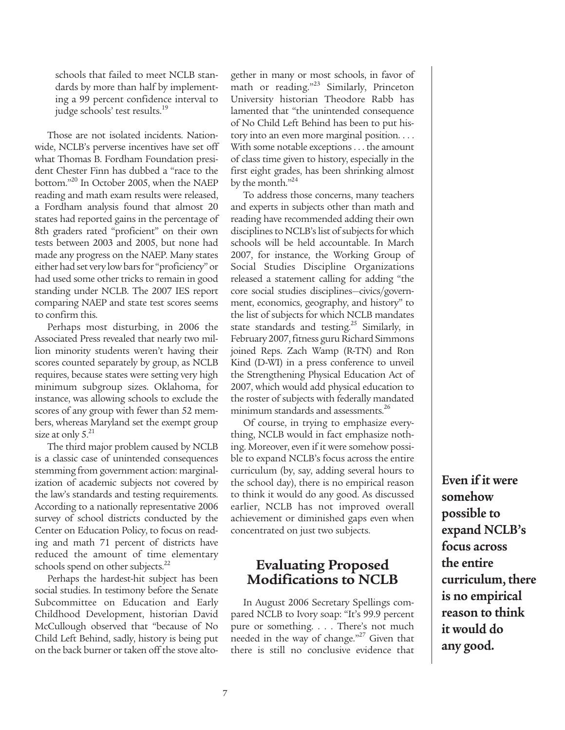schools that failed to meet NCLB standards by more than half by implementing a 99 percent confidence interval to judge schools' test results.[19]

Those are not isolated incidents. Nationwide, NCLB's perverse incentives have set off what Thomas B. Fordham Foundation president Chester Finn has dubbed a "race to the bottom."[20] In October 2005, when the NAEP reading and math exam results were released, a Fordham analysis found that almost 20 states had reported gains in the percentage of 8th graders rated "proficient" on their own tests between 2003 and 2005, but none had made any progress on the NAEP. Many states either had set very low bars for "proficiency" or had used some other tricks to remain in good standing under NCLB. The 2007 IES report comparing NAEP and state test scores seems to confirm this.

Perhaps most disturbing, in 2006 the Associated Press revealed that nearly two million minority students weren't having their scores counted separately by group, as NCLB requires, because states were setting very high minimum subgroup sizes. Oklahoma, for instance, was allowing schools to exclude the scores of any group with fewer than 52 members, whereas Maryland set the exempt group size at only 5.[21]

The third major problem caused by NCLB is a classic case of unintended consequences stemming from government action: marginalization of academic subjects not covered by the law's standards and testing requirements. According to a nationally representative 2006 survey of school districts conducted by the Center on Education Policy, to focus on reading and math 71 percent of districts have reduced the amount of time elementary schools spend on other subjects.[22]

Perhaps the hardest-hit subject has been social studies. In testimony before the Senate Subcommittee on Education and Early Childhood Development, historian David McCullough observed that "because of No Child Left Behind, sadly, history is being put on the back burner or taken off the stove altogether in many or most schools, in favor of math or reading."[23] Similarly, Princeton University historian Theodore Rabb has lamented that "the unintended consequence of No Child Left Behind has been to put history into an even more marginal position. . . . With some notable exceptions . . . the amount of class time given to history, especially in the first eight grades, has been shrinking almost by the month."[24]

To address those concerns, many teachers and experts in subjects other than math and reading have recommended adding their own disciplines to NCLB's list of subjects for which schools will be held accountable. In March 2007, for instance, the Working Group of Social Studies Discipline Organizations released a statement calling for adding "the core social studies disciplines—civics/government, economics, geography, and history" to the list of subjects for which NCLB mandates state standards and testing.[25] Similarly, in February 2007, fitness guru Richard Simmons joined Reps. Zach Wamp (R-TN) and Ron Kind (D-WI) in a press conference to unveil the Strengthening Physical Education Act of 2007, which would add physical education to the roster of subjects with federally mandated minimum standards and assessments.[26]

Of course, in trying to emphasize everything, NCLB would in fact emphasize nothing. Moreover, even if it were somehow possible to expand NCLB's focus across the entire curriculum (by, say, adding several hours to the school day), there is no empirical reason to think it would do any good. As discussed earlier, NCLB has not improved overall achievement or diminished gaps even when concentrated on just two subjects.

**Even if it were somehow possible to expand NCLB's focus across the entire curriculum, there is no empirical reason to think it would do any good.**

## Evaluating Proposed Modifications to NCLB

In August 2006 Secretary Spellings compared NCLB to Ivory soap: "It's 99.9 percent pure or something. . . . There's not much needed in the way of change."[27] Given that there is still no conclusive evidence that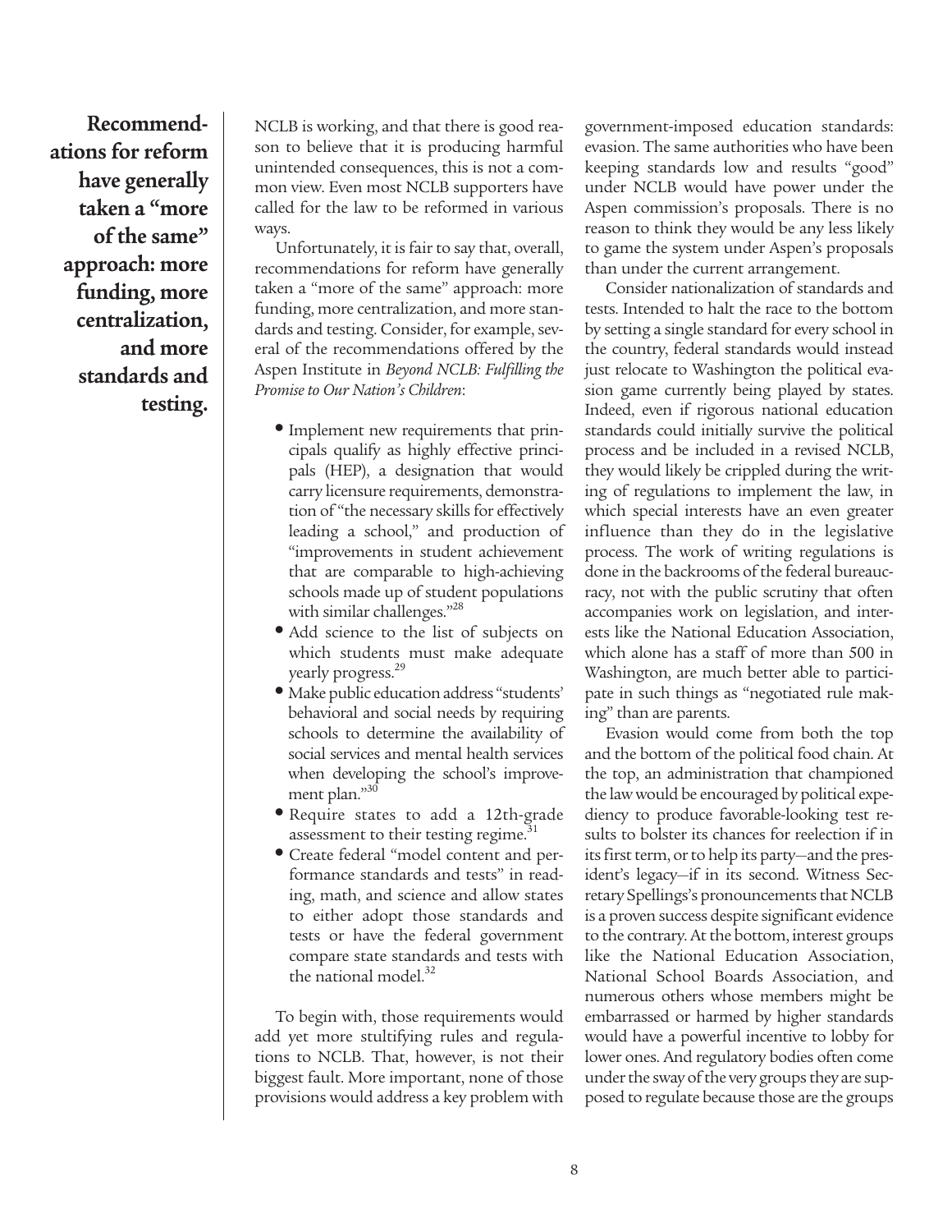NCLB is working, and that there is good reason to believe that it is producing harmful unintended consequences, this is not a common view. Even most NCLB supporters have called for the law to be reformed in various ways.

**Recommendations for reform have generally taken a "more of the same" approach: more funding, more centralization, and more standards and testing.**

Unfortunately, it is fair to say that, overall, recommendations for reform have generally taken a "more of the same" approach: more funding, more centralization, and more standards and testing. Consider, for example, several of the recommendations offered by the Aspen Institute in *Beyond NCLB: Fulfilling the Promise to Our Nation's Children*:

- Implement new requirements that principals qualify as highly effective principals (HEP), a designation that would carry licensure requirements, demonstration of "the necessary skills for effectively leading a school," and production of "improvements in student achievement that are comparable to high-achieving schools made up of student populations with similar challenges."[28]
- Add science to the list of subjects on which students must make adequate yearly progress.[29]
- Make public education address "students' behavioral and social needs by requiring schools to determine the availability of social services and mental health services when developing the school's improvement plan."[30]
- Require states to add a 12th-grade assessment to their testing regime.[31]
- Create federal "model content and performance standards and tests" in reading, math, and science and allow states to either adopt those standards and tests or have the federal government compare state standards and tests with the national model.[32]

To begin with, those requirements would add yet more stultifying rules and regulations to NCLB. That, however, is not their biggest fault. More important, none of those provisions would address a key problem with government-imposed education standards: evasion. The same authorities who have been keeping standards low and results "good" under NCLB would have power under the Aspen commission's proposals. There is no reason to think they would be any less likely to game the system under Aspen's proposals than under the current arrangement.

Consider nationalization of standards and tests. Intended to halt the race to the bottom by setting a single standard for every school in the country, federal standards would instead just relocate to Washington the political evasion game currently being played by states. Indeed, even if rigorous national education standards could initially survive the political process and be included in a revised NCLB, they would likely be crippled during the writing of regulations to implement the law, in which special interests have an even greater influence than they do in the legislative process. The work of writing regulations is done in the backrooms of the federal bureaucracy, not with the public scrutiny that often accompanies work on legislation, and interests like the National Education Association, which alone has a staff of more than 500 in Washington, are much better able to participate in such things as "negotiated rule making" than are parents.

Evasion would come from both the top and the bottom of the political food chain. At the top, an administration that championed the law would be encouraged by political expediency to produce favorable-looking test results to bolster its chances for reelection if in its first term, or to help its party—and the president's legacy—if in its second. Witness Secretary Spellings's pronouncements that NCLB is a proven success despite significant evidence to the contrary. At the bottom, interest groups like the National Education Association, National School Boards Association, and numerous others whose members might be embarrassed or harmed by higher standards would have a powerful incentive to lobby for lower ones. And regulatory bodies often come under the sway of the very groups they are supposed to regulate because those are the groups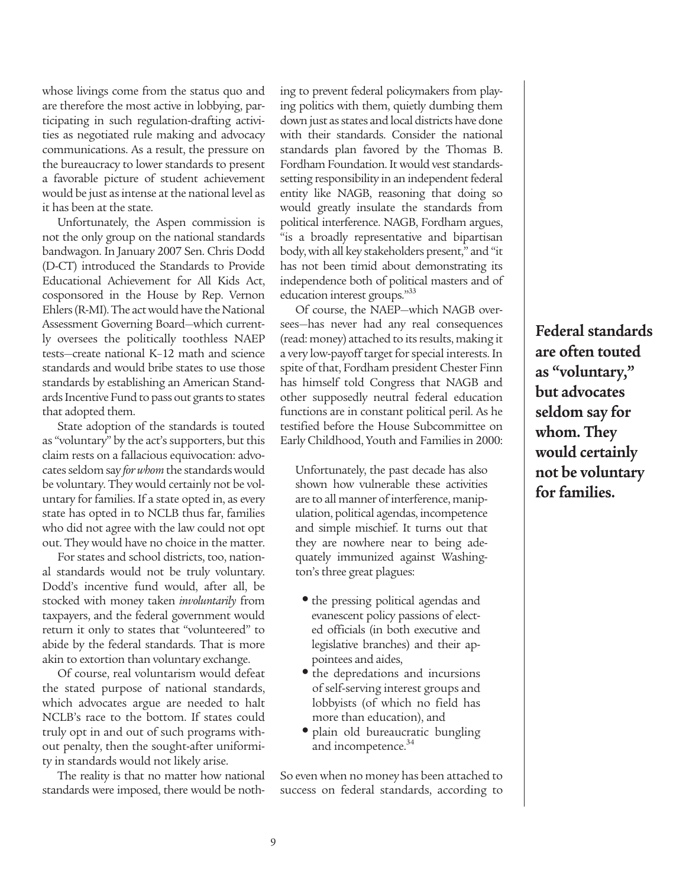whose livings come from the status quo and are therefore the most active in lobbying, participating in such regulation-drafting activities as negotiated rule making and advocacy communications. As a result, the pressure on the bureaucracy to lower standards to present a favorable picture of student achievement would be just as intense at the national level as it has been at the state.

Unfortunately, the Aspen commission is not the only group on the national standards bandwagon. In January 2007 Sen. Chris Dodd (D-CT) introduced the Standards to Provide Educational Achievement for All Kids Act, cosponsored in the House by Rep. Vernon Ehlers (R-MI). The act would have the National Assessment Governing Board—which currently oversees the politically toothless NAEP tests—create national K–12 math and science standards and would bribe states to use those standards by establishing an American Standards Incentive Fund to pass out grants to states that adopted them.

State adoption of the standards is touted as "voluntary" by the act's supporters, but this claim rests on a fallacious equivocation: advocates seldom say *for whom* the standards would be voluntary. They would certainly not be voluntary for families. If a state opted in, as every state has opted in to NCLB thus far, families who did not agree with the law could not opt out. They would have no choice in the matter.

For states and school districts, too, national standards would not be truly voluntary. Dodd's incentive fund would, after all, be stocked with money taken *involuntarily* from taxpayers, and the federal government would return it only to states that "volunteered" to abide by the federal standards. That is more akin to extortion than voluntary exchange.

Of course, real voluntarism would defeat the stated purpose of national standards, which advocates argue are needed to halt NCLB's race to the bottom. If states could truly opt in and out of such programs without penalty, then the sought-after uniformity in standards would not likely arise.

The reality is that no matter how national standards were imposed, there would be nothing to prevent federal policymakers from playing politics with them, quietly dumbing them down just as states and local districts have done with their standards. Consider the national standards plan favored by the Thomas B. Fordham Foundation. It would vest standards-setting responsibility in an independent federal entity like NAGB, reasoning that doing so would greatly insulate the standards from political interference. NAGB, Fordham argues, "is a broadly representative and bipartisan body, with all key stakeholders present," and "it has not been timid about demonstrating its independence both of political masters and of education interest groups."[33]

Of course, the NAEP—which NAGB oversees—has never had any real consequences (read: money) attached to its results, making it a very low-payoff target for special interests. In spite of that, Fordham president Chester Finn has himself told Congress that NAGB and other supposedly neutral federal education functions are in constant political peril. As he testified before the House Subcommittee on Early Childhood, Youth and Families in 2000:

> Unfortunately, the past decade has also shown how vulnerable these activities are to all manner of interference, manipulation, political agendas, incompetence and simple mischief. It turns out that they are nowhere near to being adequately immunized against Washington's three great plagues:
>
> - the pressing political agendas and evanescent policy passions of elected officials (in both executive and legislative branches) and their appointees and aides,
> - the depredations and incursions of self-serving interest groups and lobbyists (of which no field has more than education), and
> - plain old bureaucratic bungling and incompetence.[34]

So even when no money has been attached to success on federal standards, according to

**Federal standards are often touted as "voluntary," but advocates seldom say for whom. They would certainly not be voluntary for families.**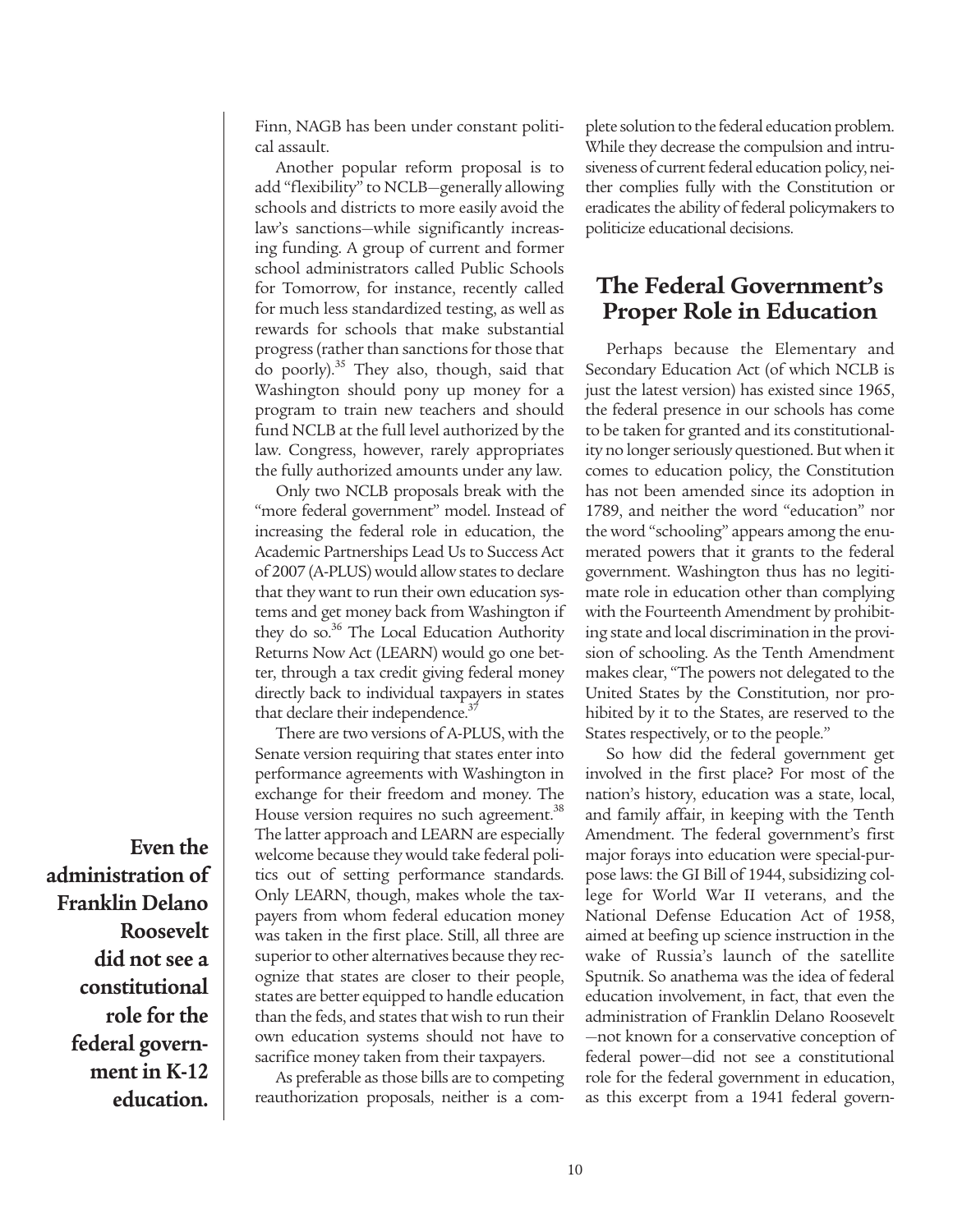Finn, NAGB has been under constant political assault.

Another popular reform proposal is to add "flexibility" to NCLB—generally allowing schools and districts to more easily avoid the law's sanctions—while significantly increasing funding. A group of current and former school administrators called Public Schools for Tomorrow, for instance, recently called for much less standardized testing, as well as rewards for schools that make substantial progress (rather than sanctions for those that do poorly).[35] They also, though, said that Washington should pony up money for a program to train new teachers and should fund NCLB at the full level authorized by the law. Congress, however, rarely appropriates the fully authorized amounts under any law.

Only two NCLB proposals break with the "more federal government" model. Instead of increasing the federal role in education, the Academic Partnerships Lead Us to Success Act of 2007 (A-PLUS) would allow states to declare that they want to run their own education systems and get money back from Washington if they do so.[36] The Local Education Authority Returns Now Act (LEARN) would go one better, through a tax credit giving federal money directly back to individual taxpayers in states that declare their independence.[37]

There are two versions of A-PLUS, with the Senate version requiring that states enter into performance agreements with Washington in exchange for their freedom and money. The House version requires no such agreement.[38] The latter approach and LEARN are especially welcome because they would take federal politics out of setting performance standards. Only LEARN, though, makes whole the taxpayers from whom federal education money was taken in the first place. Still, all three are superior to other alternatives because they recognize that states are closer to their people, states are better equipped to handle education than the feds, and states that wish to run their own education systems should not have to sacrifice money taken from their taxpayers.

As preferable as those bills are to competing reauthorization proposals, neither is a complete solution to the federal education problem. While they decrease the compulsion and intrusiveness of current federal education policy, neither complies fully with the Constitution or eradicates the ability of federal policymakers to politicize educational decisions.

## The Federal Government's Proper Role in Education

Perhaps because the Elementary and Secondary Education Act (of which NCLB is just the latest version) has existed since 1965, the federal presence in our schools has come to be taken for granted and its constitutionality no longer seriously questioned. But when it comes to education policy, the Constitution has not been amended since its adoption in 1789, and neither the word "education" nor the word "schooling" appears among the enumerated powers that it grants to the federal government. Washington thus has no legitimate role in education other than complying with the Fourteenth Amendment by prohibiting state and local discrimination in the provision of schooling. As the Tenth Amendment makes clear, "The powers not delegated to the United States by the Constitution, nor prohibited by it to the States, are reserved to the States respectively, or to the people."

So how did the federal government get involved in the first place? For most of the nation's history, education was a state, local, and family affair, in keeping with the Tenth Amendment. The federal government's first major forays into education were special-purpose laws: the GI Bill of 1944, subsidizing college for World War II veterans, and the National Defense Education Act of 1958, aimed at beefing up science instruction in the wake of Russia's launch of the satellite Sputnik. So anathema was the idea of federal education involvement, in fact, that even the administration of Franklin Delano Roosevelt —not known for a conservative conception of federal power—did not see a constitutional role for the federal government in education, as this excerpt from a 1941 federal govern-

**Even the administration of Franklin Delano Roosevelt did not see a constitutional role for the federal government in K-12 education.**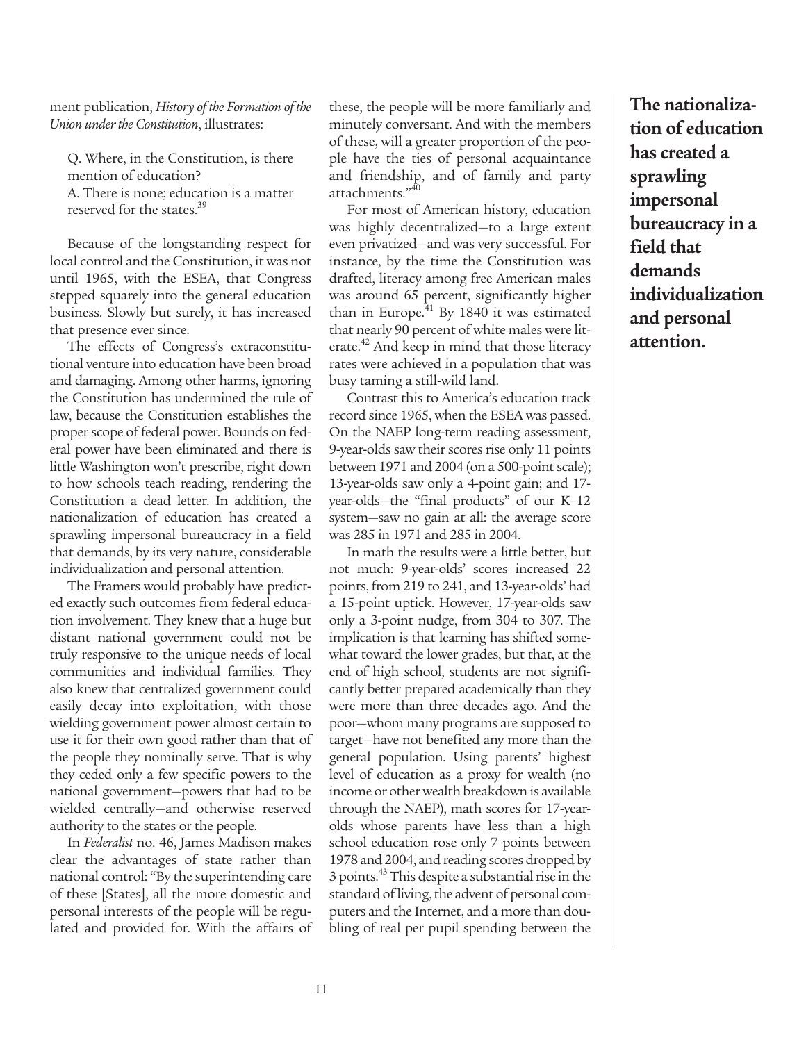ment publication, *History of the Formation of the Union under the Constitution*, illustrates:

> Q. Where, in the Constitution, is there mention of education?
> A. There is none; education is a matter reserved for the states.[39]

Because of the longstanding respect for local control and the Constitution, it was not until 1965, with the ESEA, that Congress stepped squarely into the general education business. Slowly but surely, it has increased that presence ever since.

The effects of Congress's extraconstitutional venture into education have been broad and damaging. Among other harms, ignoring the Constitution has undermined the rule of law, because the Constitution establishes the proper scope of federal power. Bounds on federal power have been eliminated and there is little Washington won't prescribe, right down to how schools teach reading, rendering the Constitution a dead letter. In addition, the nationalization of education has created a sprawling impersonal bureaucracy in a field that demands, by its very nature, considerable individualization and personal attention.

The Framers would probably have predicted exactly such outcomes from federal education involvement. They knew that a huge but distant national government could not be truly responsive to the unique needs of local communities and individual families. They also knew that centralized government could easily decay into exploitation, with those wielding government power almost certain to use it for their own good rather than that of the people they nominally serve. That is why they ceded only a few specific powers to the national government—powers that had to be wielded centrally—and otherwise reserved authority to the states or the people.

In *Federalist* no. 46, James Madison makes clear the advantages of state rather than national control: "By the superintending care of these [States], all the more domestic and personal interests of the people will be regulated and provided for. With the affairs of these, the people will be more familiarly and minutely conversant. And with the members of these, will a greater proportion of the people have the ties of personal acquaintance and friendship, and of family and party attachments."[40]

For most of American history, education was highly decentralized—to a large extent even privatized—and was very successful. For instance, by the time the Constitution was drafted, literacy among free American males was around 65 percent, significantly higher than in Europe.[41] By 1840 it was estimated that nearly 90 percent of white males were literate.[42] And keep in mind that those literacy rates were achieved in a population that was busy taming a still-wild land.

Contrast this to America's education track record since 1965, when the ESEA was passed. On the NAEP long-term reading assessment, 9-year-olds saw their scores rise only 11 points between 1971 and 2004 (on a 500-point scale); 13-year-olds saw only a 4-point gain; and 17-year-olds—the "final products" of our K–12 system—saw no gain at all: the average score was 285 in 1971 and 285 in 2004.

In math the results were a little better, but not much: 9-year-olds' scores increased 22 points, from 219 to 241, and 13-year-olds' had a 15-point uptick. However, 17-year-olds saw only a 3-point nudge, from 304 to 307. The implication is that learning has shifted somewhat toward the lower grades, but that, at the end of high school, students are not significantly better prepared academically than they were more than three decades ago. And the poor—whom many programs are supposed to target—have not benefited any more than the general population. Using parents' highest level of education as a proxy for wealth (no income or other wealth breakdown is available through the NAEP), math scores for 17-year-olds whose parents have less than a high school education rose only 7 points between 1978 and 2004, and reading scores dropped by 3 points.[43] This despite a substantial rise in the standard of living, the advent of personal computers and the Internet, and a more than doubling of real per pupil spending between the

**The nationalization of education has created a sprawling impersonal bureaucracy in a field that demands individualization and personal attention.**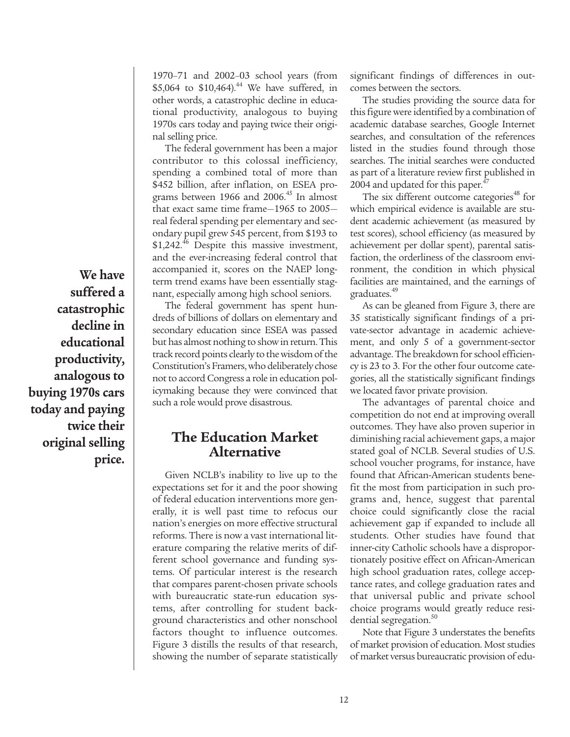1970–71 and 2002–03 school years (from $5,064 to $10,464).[44] We have suffered, in other words, a catastrophic decline in educational productivity, analogous to buying 1970s cars today and paying twice their original selling price.

The federal government has been a major contributor to this colossal inefficiency, spending a combined total of more than $452 billion, after inflation, on ESEA programs between 1966 and 2006.[45] In almost that exact same time frame—1965 to 2005—real federal spending per elementary and secondary pupil grew 545 percent, from $193 to $1,242.[46] Despite this massive investment, and the ever-increasing federal control that accompanied it, scores on the NAEP long-term trend exams have been essentially stagnant, especially among high school seniors.

The federal government has spent hundreds of billions of dollars on elementary and secondary education since ESEA was passed but has almost nothing to show in return. This track record points clearly to the wisdom of the Constitution's Framers, who deliberately chose not to accord Congress a role in education policymaking because they were convinced that such a role would prove disastrous.

**We have suffered a catastrophic decline in educational productivity, analogous to buying 1970s cars today and paying twice their original selling price.**

## The Education Market Alternative

Given NCLB's inability to live up to the expectations set for it and the poor showing of federal education interventions more generally, it is well past time to refocus our nation's energies on more effective structural reforms. There is now a vast international literature comparing the relative merits of different school governance and funding systems. Of particular interest is the research that compares parent-chosen private schools with bureaucratic state-run education systems, after controlling for student background characteristics and other nonschool factors thought to influence outcomes. Figure 3 distills the results of that research, showing the number of separate statistically significant findings of differences in outcomes between the sectors.

The studies providing the source data for this figure were identified by a combination of academic database searches, Google Internet searches, and consultation of the references listed in the studies found through those searches. The initial searches were conducted as part of a literature review first published in 2004 and updated for this paper.[47]

The six different outcome categories[48] for which empirical evidence is available are student academic achievement (as measured by test scores), school efficiency (as measured by achievement per dollar spent), parental satisfaction, the orderliness of the classroom environment, the condition in which physical facilities are maintained, and the earnings of graduates.[49]

As can be gleaned from Figure 3, there are 35 statistically significant findings of a private-sector advantage in academic achievement, and only 5 of a government-sector advantage. The breakdown for school efficiency is 23 to 3. For the other four outcome categories, all the statistically significant findings we located favor private provision.

The advantages of parental choice and competition do not end at improving overall outcomes. They have also proven superior in diminishing racial achievement gaps, a major stated goal of NCLB. Several studies of U.S. school voucher programs, for instance, have found that African-American students benefit the most from participation in such programs and, hence, suggest that parental choice could significantly close the racial achievement gap if expanded to include all students. Other studies have found that inner-city Catholic schools have a disproportionately positive effect on African-American high school graduation rates, college acceptance rates, and college graduation rates and that universal public and private school choice programs would greatly reduce residential segregation.[50]

Note that Figure 3 understates the benefits of market provision of education. Most studies of market versus bureaucratic provision of edu-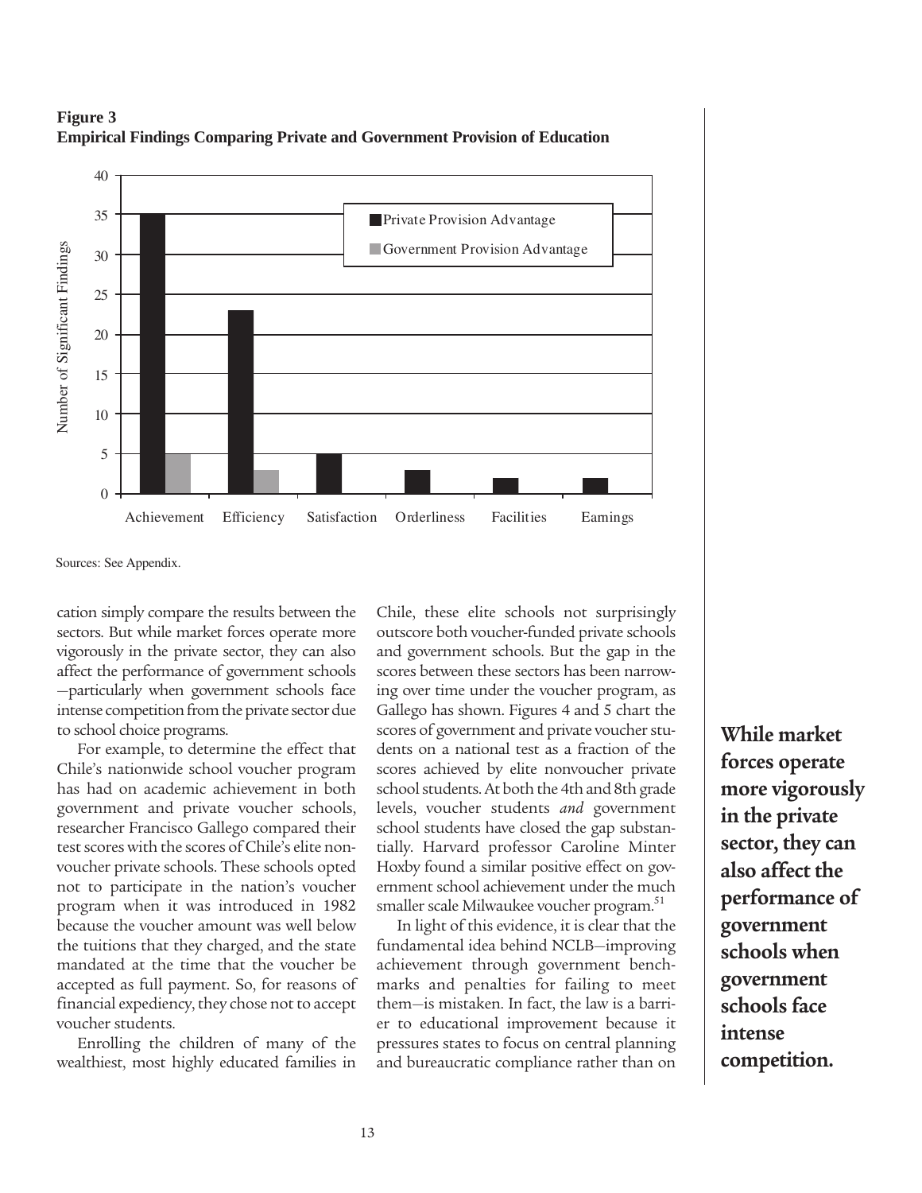**Figure 3**
**Empirical Findings Comparing Private and Government Provision of Education**

| | Private Provision Advantage | Government Provision Advantage |
|---|---|---|
| Achievement | 35 | 5 |
| Efficiency | 23 | 3 |
| Satisfaction | 5 | 0 |
| Orderliness | 3 | 0 |
| Facilities | 2 | 0 |
| Earnings | 2 | 0 |

Sources: See Appendix.

cation simply compare the results between the sectors. But while market forces operate more vigorously in the private sector, they can also affect the performance of government schools —particularly when government schools face intense competition from the private sector due to school choice programs.

For example, to determine the effect that Chile's nationwide school voucher program has had on academic achievement in both government and private voucher schools, researcher Francisco Gallego compared their test scores with the scores of Chile's elite nonvoucher private schools. These schools opted not to participate in the nation's voucher program when it was introduced in 1982 because the voucher amount was well below the tuitions that they charged, and the state mandated at the time that the voucher be accepted as full payment. So, for reasons of financial expediency, they chose not to accept voucher students.

Enrolling the children of many of the wealthiest, most highly educated families in Chile, these elite schools not surprisingly outscore both voucher-funded private schools and government schools. But the gap in the scores between these sectors has been narrowing over time under the voucher program, as Gallego has shown. Figures 4 and 5 chart the scores of government and private voucher students on a national test as a fraction of the scores achieved by elite nonvoucher private school students. At both the 4th and 8th grade levels, voucher students *and* government school students have closed the gap substantially. Harvard professor Caroline Minter Hoxby found a similar positive effect on government school achievement under the much smaller scale Milwaukee voucher program.[51]

In light of this evidence, it is clear that the fundamental idea behind NCLB—improving achievement through government benchmarks and penalties for failing to meet them—is mistaken. In fact, the law is a barrier to educational improvement because it pressures states to focus on central planning and bureaucratic compliance rather than on

**While market forces operate more vigorously in the private sector, they can also affect the performance of government schools when government schools face intense competition.**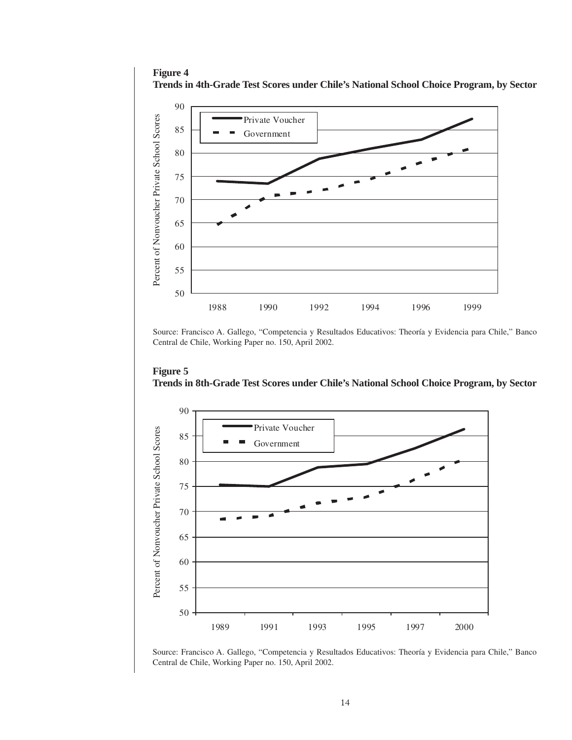**Figure 4**
**Trends in 4th-Grade Test Scores under Chile's National School Choice Program, by Sector**

Source: Francisco A. Gallego, "Competencia y Resultados Educativos: Theoría y Evidencia para Chile," Banco Central de Chile, Working Paper no. 150, April 2002.

**Figure 5**
**Trends in 8th-Grade Test Scores under Chile's National School Choice Program, by Sector**

Source: Francisco A. Gallego, "Competencia y Resultados Educativos: Theoría y Evidencia para Chile," Banco Central de Chile, Working Paper no. 150, April 2002.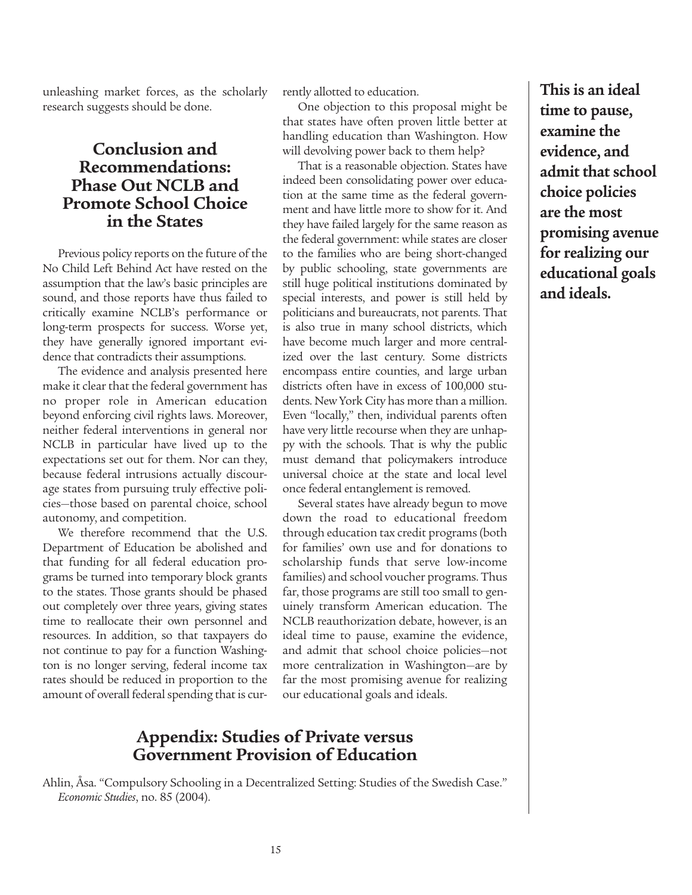unleashing market forces, as the scholarly research suggests should be done.

## Conclusion and Recommendations: Phase Out NCLB and Promote School Choice in the States

Previous policy reports on the future of the No Child Left Behind Act have rested on the assumption that the law's basic principles are sound, and those reports have thus failed to critically examine NCLB's performance or long-term prospects for success. Worse yet, they have generally ignored important evidence that contradicts their assumptions.

The evidence and analysis presented here make it clear that the federal government has no proper role in American education beyond enforcing civil rights laws. Moreover, neither federal interventions in general nor NCLB in particular have lived up to the expectations set out for them. Nor can they, because federal intrusions actually discourage states from pursuing truly effective policies—those based on parental choice, school autonomy, and competition.

We therefore recommend that the U.S. Department of Education be abolished and that funding for all federal education programs be turned into temporary block grants to the states. Those grants should be phased out completely over three years, giving states time to reallocate their own personnel and resources. In addition, so that taxpayers do not continue to pay for a function Washington is no longer serving, federal income tax rates should be reduced in proportion to the amount of overall federal spending that is currently allotted to education.

One objection to this proposal might be that states have often proven little better at handling education than Washington. How will devolving power back to them help?

That is a reasonable objection. States have indeed been consolidating power over education at the same time as the federal government and have little more to show for it. And they have failed largely for the same reason as the federal government: while states are closer to the families who are being short-changed by public schooling, state governments are still huge political institutions dominated by special interests, and power is still held by politicians and bureaucrats, not parents. That is also true in many school districts, which have become much larger and more centralized over the last century. Some districts encompass entire counties, and large urban districts often have in excess of 100,000 students. New York City has more than a million. Even "locally," then, individual parents often have very little recourse when they are unhappy with the schools. That is why the public must demand that policymakers introduce universal choice at the state and local level once federal entanglement is removed.

Several states have already begun to move down the road to educational freedom through education tax credit programs (both for families' own use and for donations to scholarship funds that serve low-income families) and school voucher programs. Thus far, those programs are still too small to genuinely transform American education. The NCLB reauthorization debate, however, is an ideal time to pause, examine the evidence, and admit that school choice policies—not more centralization in Washington—are by far the most promising avenue for realizing our educational goals and ideals.

**This is an ideal time to pause, examine the evidence, and admit that school choice policies are the most promising avenue for realizing our educational goals and ideals.**

## Appendix: Studies of Private versus Government Provision of Education

Ahlin, Åsa. "Compulsory Schooling in a Decentralized Setting: Studies of the Swedish Case." *Economic Studies*, no. 85 (2004).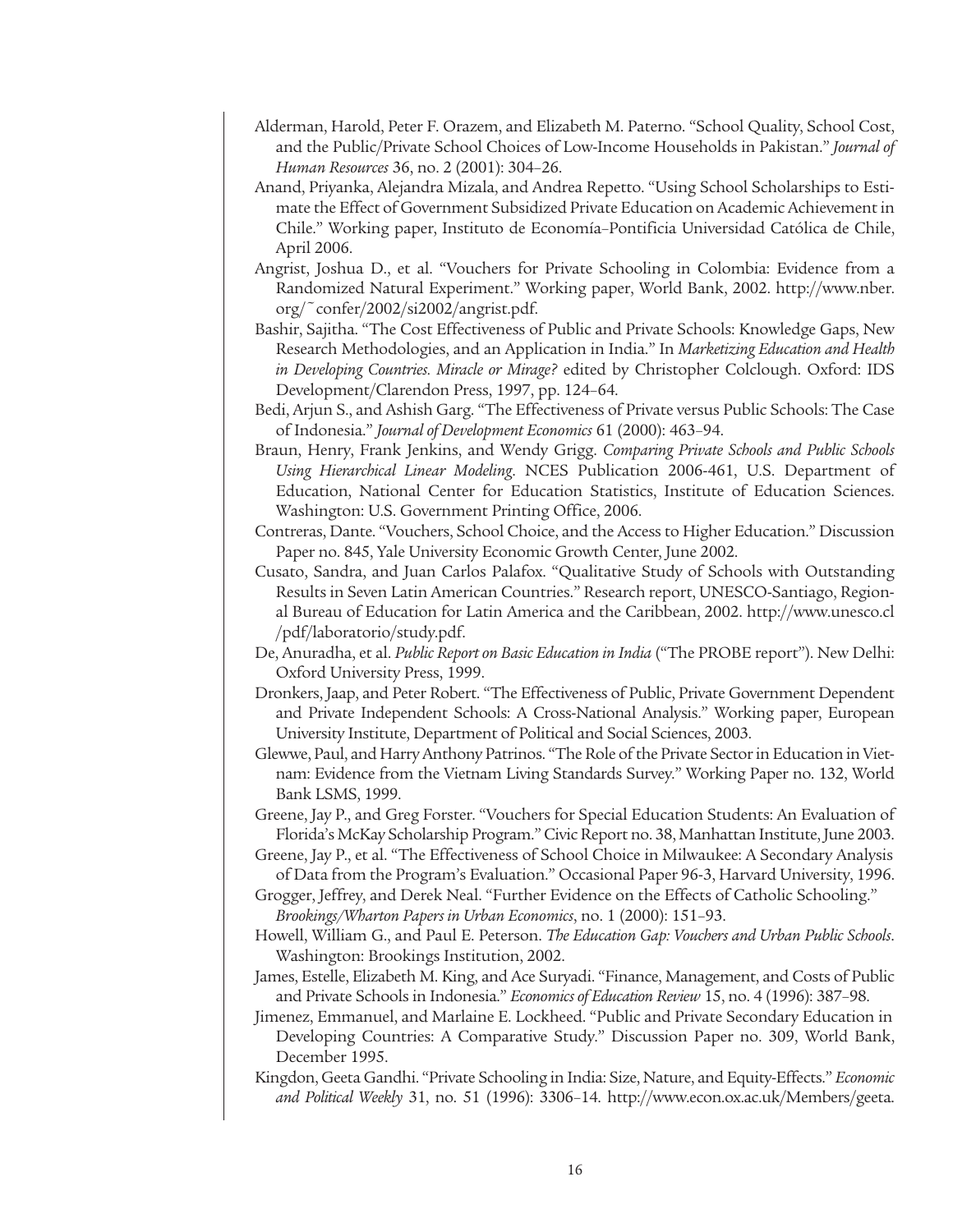Alderman, Harold, Peter F. Orazem, and Elizabeth M. Paterno. "School Quality, School Cost, and the Public/Private School Choices of Low-Income Households in Pakistan." *Journal of Human Resources* 36, no. 2 (2001): 304–26.

Anand, Priyanka, Alejandra Mizala, and Andrea Repetto. "Using School Scholarships to Estimate the Effect of Government Subsidized Private Education on Academic Achievement in Chile." Working paper, Instituto de Economía–Pontificia Universidad Católica de Chile, April 2006.

Angrist, Joshua D., et al. "Vouchers for Private Schooling in Colombia: Evidence from a Randomized Natural Experiment." Working paper, World Bank, 2002. http://www.nber.org/~confer/2002/si2002/angrist.pdf.

Bashir, Sajitha. "The Cost Effectiveness of Public and Private Schools: Knowledge Gaps, New Research Methodologies, and an Application in India." In *Marketizing Education and Health in Developing Countries. Miracle or Mirage?* edited by Christopher Colclough. Oxford: IDS Development/Clarendon Press, 1997, pp. 124–64.

Bedi, Arjun S., and Ashish Garg. "The Effectiveness of Private versus Public Schools: The Case of Indonesia." *Journal of Development Economics* 61 (2000): 463–94.

Braun, Henry, Frank Jenkins, and Wendy Grigg. *Comparing Private Schools and Public Schools Using Hierarchical Linear Modeling*. NCES Publication 2006-461, U.S. Department of Education, National Center for Education Statistics, Institute of Education Sciences. Washington: U.S. Government Printing Office, 2006.

Contreras, Dante. "Vouchers, School Choice, and the Access to Higher Education." Discussion Paper no. 845, Yale University Economic Growth Center, June 2002.

Cusato, Sandra, and Juan Carlos Palafox. "Qualitative Study of Schools with Outstanding Results in Seven Latin American Countries." Research report, UNESCO-Santiago, Regional Bureau of Education for Latin America and the Caribbean, 2002. http://www.unesco.cl/pdf/laboratorio/study.pdf.

De, Anuradha, et al. *Public Report on Basic Education in India* ("The PROBE report"). New Delhi: Oxford University Press, 1999.

Dronkers, Jaap, and Peter Robert. "The Effectiveness of Public, Private Government Dependent and Private Independent Schools: A Cross-National Analysis." Working paper, European University Institute, Department of Political and Social Sciences, 2003.

Glewwe, Paul, and Harry Anthony Patrinos. "The Role of the Private Sector in Education in Vietnam: Evidence from the Vietnam Living Standards Survey." Working Paper no. 132, World Bank LSMS, 1999.

Greene, Jay P., and Greg Forster. "Vouchers for Special Education Students: An Evaluation of Florida's McKay Scholarship Program." Civic Report no. 38, Manhattan Institute, June 2003.

Greene, Jay P., et al. "The Effectiveness of School Choice in Milwaukee: A Secondary Analysis of Data from the Program's Evaluation." Occasional Paper 96-3, Harvard University, 1996.

Grogger, Jeffrey, and Derek Neal. "Further Evidence on the Effects of Catholic Schooling." *Brookings/Wharton Papers in Urban Economics*, no. 1 (2000): 151–93.

Howell, William G., and Paul E. Peterson. *The Education Gap: Vouchers and Urban Public Schools*. Washington: Brookings Institution, 2002.

James, Estelle, Elizabeth M. King, and Ace Suryadi. "Finance, Management, and Costs of Public and Private Schools in Indonesia." *Economics of Education Review* 15, no. 4 (1996): 387–98.

Jimenez, Emmanuel, and Marlaine E. Lockheed. "Public and Private Secondary Education in Developing Countries: A Comparative Study." Discussion Paper no. 309, World Bank, December 1995.

Kingdon, Geeta Gandhi. "Private Schooling in India: Size, Nature, and Equity-Effects." *Economic and Political Weekly* 31, no. 51 (1996): 3306–14. http://www.econ.ox.ac.uk/Members/geeta.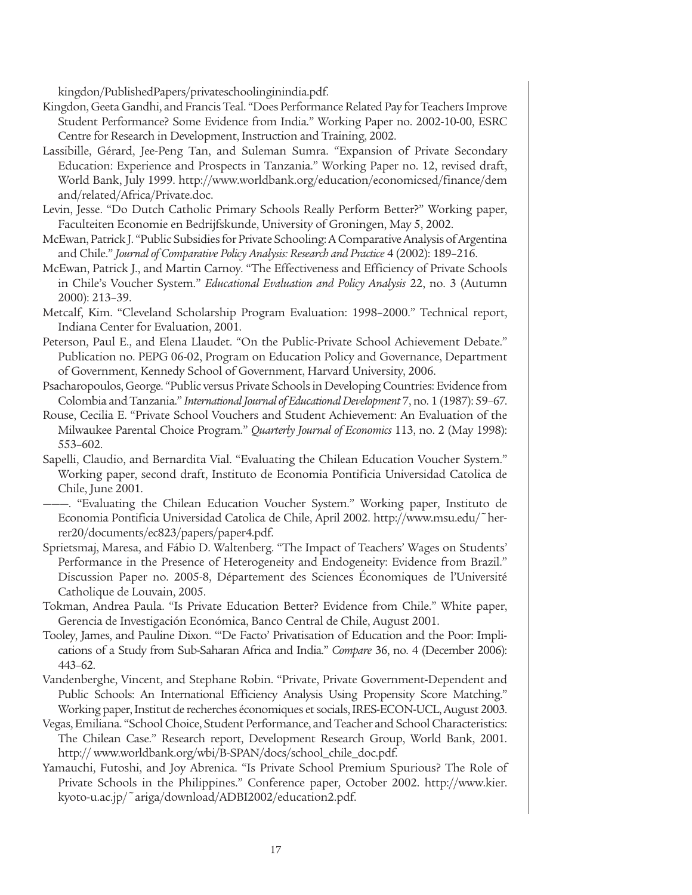kingdon/PublishedPapers/privateschoolinginindia.pdf.

Kingdon, Geeta Gandhi, and Francis Teal. "Does Performance Related Pay for Teachers Improve Student Performance? Some Evidence from India." Working Paper no. 2002-10-00, ESRC Centre for Research in Development, Instruction and Training, 2002.

Lassibille, Gérard, Jee-Peng Tan, and Suleman Sumra. "Expansion of Private Secondary Education: Experience and Prospects in Tanzania." Working Paper no. 12, revised draft, World Bank, July 1999. http://www.worldbank.org/education/economicsed/finance/demand/related/Africa/Private.doc.

Levin, Jesse. "Do Dutch Catholic Primary Schools Really Perform Better?" Working paper, Faculteiten Economie en Bedrijfskunde, University of Groningen, May 5, 2002.

McEwan, Patrick J. "Public Subsidies for Private Schooling: A Comparative Analysis of Argentina and Chile." *Journal of Comparative Policy Analysis: Research and Practice* 4 (2002): 189–216.

McEwan, Patrick J., and Martin Carnoy. "The Effectiveness and Efficiency of Private Schools in Chile's Voucher System." *Educational Evaluation and Policy Analysis* 22, no. 3 (Autumn 2000): 213–39.

Metcalf, Kim. "Cleveland Scholarship Program Evaluation: 1998–2000." Technical report, Indiana Center for Evaluation, 2001.

Peterson, Paul E., and Elena Llaudet. "On the Public-Private School Achievement Debate." Publication no. PEPG 06-02, Program on Education Policy and Governance, Department of Government, Kennedy School of Government, Harvard University, 2006.

Psacharopoulos, George. "Public versus Private Schools in Developing Countries: Evidence from Colombia and Tanzania." *International Journal of Educational Development* 7, no. 1 (1987): 59–67.

Rouse, Cecilia E. "Private School Vouchers and Student Achievement: An Evaluation of the Milwaukee Parental Choice Program." *Quarterly Journal of Economics* 113, no. 2 (May 1998): 553–602.

Sapelli, Claudio, and Bernardita Vial. "Evaluating the Chilean Education Voucher System." Working paper, second draft, Instituto de Economia Pontificia Universidad Catolica de Chile, June 2001.

———. "Evaluating the Chilean Education Voucher System." Working paper, Instituto de Economia Pontificia Universidad Catolica de Chile, April 2002. http://www.msu.edu/~herrer20/documents/ec823/papers/paper4.pdf.

Sprietsmaj, Maresa, and Fábio D. Waltenberg. "The Impact of Teachers' Wages on Students' Performance in the Presence of Heterogeneity and Endogeneity: Evidence from Brazil." Discussion Paper no. 2005-8, Département des Sciences Économiques de l'Université Catholique de Louvain, 2005.

Tokman, Andrea Paula. "Is Private Education Better? Evidence from Chile." White paper, Gerencia de Investigación Económica, Banco Central de Chile, August 2001.

Tooley, James, and Pauline Dixon. "'De Facto' Privatisation of Education and the Poor: Implications of a Study from Sub-Saharan Africa and India." *Compare* 36, no. 4 (December 2006): 443–62.

Vandenberghe, Vincent, and Stephane Robin. "Private, Private Government-Dependent and Public Schools: An International Efficiency Analysis Using Propensity Score Matching." Working paper, Institut de recherches économiques et socials, IRES-ECON-UCL, August 2003.

Vegas, Emiliana. "School Choice, Student Performance, and Teacher and School Characteristics: The Chilean Case." Research report, Development Research Group, World Bank, 2001. http:// www.worldbank.org/wbi/B-SPAN/docs/school_chile_doc.pdf.

Yamauchi, Futoshi, and Joy Abrenica. "Is Private School Premium Spurious? The Role of Private Schools in the Philippines." Conference paper, October 2002. http://www.kier.kyoto-u.ac.jp/~ariga/download/ADBI2002/education2.pdf.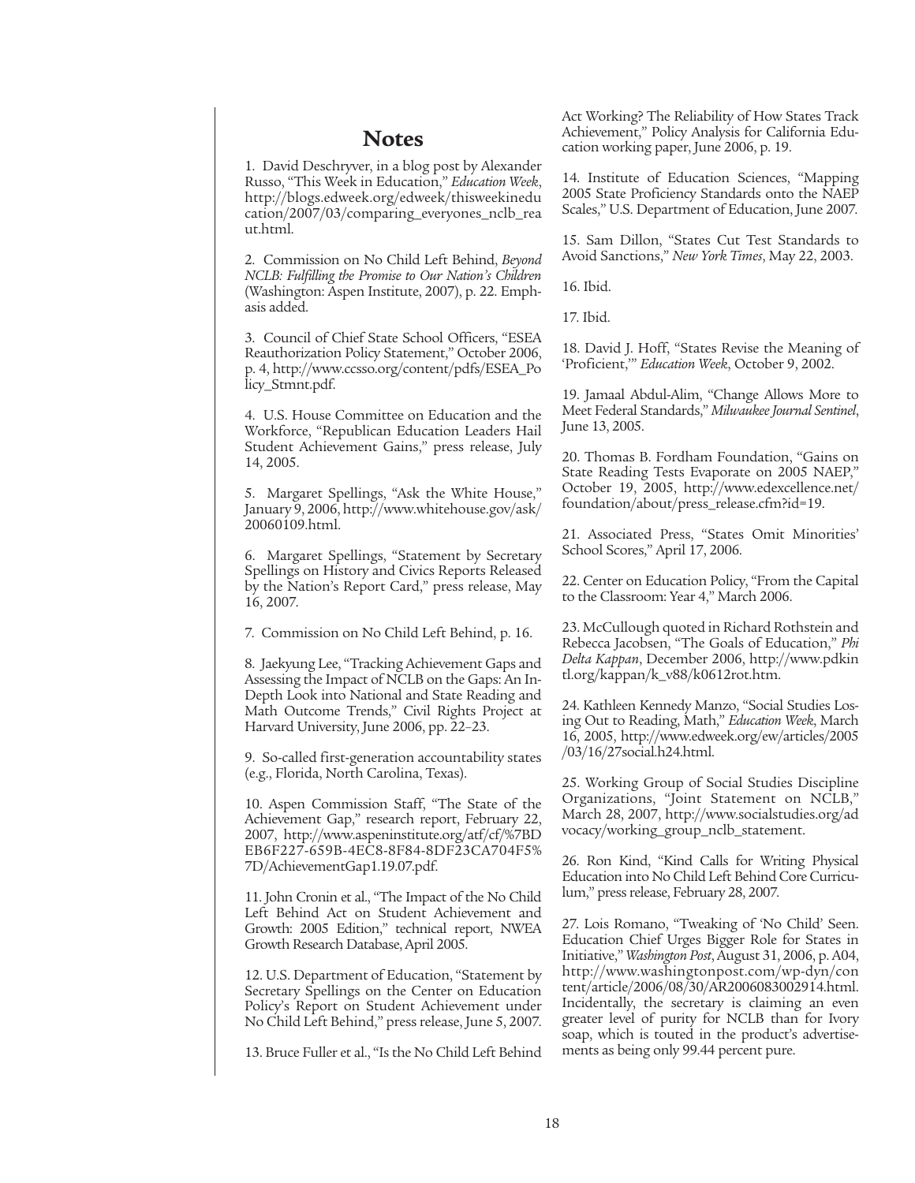# Notes

1. David Deschryver, in a blog post by Alexander Russo, "This Week in Education," *Education Week*, http://blogs.edweek.org/edweek/thisweekineducation/2007/03/comparing_everyones_nclb_reaut.html.

2. Commission on No Child Left Behind, *Beyond NCLB: Fulfilling the Promise to Our Nation's Children* (Washington: Aspen Institute, 2007), p. 22. Emphasis added.

3. Council of Chief State School Officers, "ESEA Reauthorization Policy Statement," October 2006, p. 4, http://www.ccsso.org/content/pdfs/ESEA_Policy_Stmnt.pdf.

4. U.S. House Committee on Education and the Workforce, "Republican Education Leaders Hail Student Achievement Gains," press release, July 14, 2005.

5. Margaret Spellings, "Ask the White House," January 9, 2006, http://www.whitehouse.gov/ask/20060109.html.

6. Margaret Spellings, "Statement by Secretary Spellings on History and Civics Reports Released by the Nation's Report Card," press release, May 16, 2007.

7. Commission on No Child Left Behind, p. 16.

8. Jaekyung Lee, "Tracking Achievement Gaps and Assessing the Impact of NCLB on the Gaps: An In-Depth Look into National and State Reading and Math Outcome Trends," Civil Rights Project at Harvard University, June 2006, pp. 22–23.

9. So-called first-generation accountability states (e.g., Florida, North Carolina, Texas).

10. Aspen Commission Staff, "The State of the Achievement Gap," research report, February 22, 2007, http://www.aspeninstitute.org/atf/cf/%7BDEB6F227-659B-4EC8-8F84-8DF23CA704F5%7D/AchievementGap1.19.07.pdf.

11. John Cronin et al., "The Impact of the No Child Left Behind Act on Student Achievement and Growth: 2005 Edition," technical report, NWEA Growth Research Database, April 2005.

12. U.S. Department of Education, "Statement by Secretary Spellings on the Center on Education Policy's Report on Student Achievement under No Child Left Behind," press release, June 5, 2007.

13. Bruce Fuller et al., "Is the No Child Left Behind Act Working? The Reliability of How States Track Achievement," Policy Analysis for California Education working paper, June 2006, p. 19.

14. Institute of Education Sciences, "Mapping 2005 State Proficiency Standards onto the NAEP Scales," U.S. Department of Education, June 2007.

15. Sam Dillon, "States Cut Test Standards to Avoid Sanctions," *New York Times*, May 22, 2003.

16. Ibid.

17. Ibid.

18. David J. Hoff, "States Revise the Meaning of 'Proficient,'" *Education Week*, October 9, 2002.

19. Jamaal Abdul-Alim, "Change Allows More to Meet Federal Standards," *Milwaukee Journal Sentinel*, June 13, 2005.

20. Thomas B. Fordham Foundation, "Gains on State Reading Tests Evaporate on 2005 NAEP," October 19, 2005, http://www.edexcellence.net/foundation/about/press_release.cfm?id=19.

21. Associated Press, "States Omit Minorities' School Scores," April 17, 2006.

22. Center on Education Policy, "From the Capital to the Classroom: Year 4," March 2006.

23. McCullough quoted in Richard Rothstein and Rebecca Jacobsen, "The Goals of Education," *Phi Delta Kappan*, December 2006, http://www.pdkintl.org/kappan/k_v88/k0612rot.htm.

24. Kathleen Kennedy Manzo, "Social Studies Losing Out to Reading, Math," *Education Week*, March 16, 2005, http://www.edweek.org/ew/articles/2005/03/16/27social.h24.html.

25. Working Group of Social Studies Discipline Organizations, "Joint Statement on NCLB," March 28, 2007, http://www.socialstudies.org/advocacy/working_group_nclb_statement.

26. Ron Kind, "Kind Calls for Writing Physical Education into No Child Left Behind Core Curriculum," press release, February 28, 2007.

27. Lois Romano, "Tweaking of 'No Child' Seen. Education Chief Urges Bigger Role for States in Initiative," *Washington Post*, August 31, 2006, p. A04, http://www.washingtonpost.com/wp-dyn/content/article/2006/08/30/AR2006083002914.html. Incidentally, the secretary is claiming an even greater level of purity for NCLB than for Ivory soap, which is touted in the product's advertisements as being only 99.44 percent pure.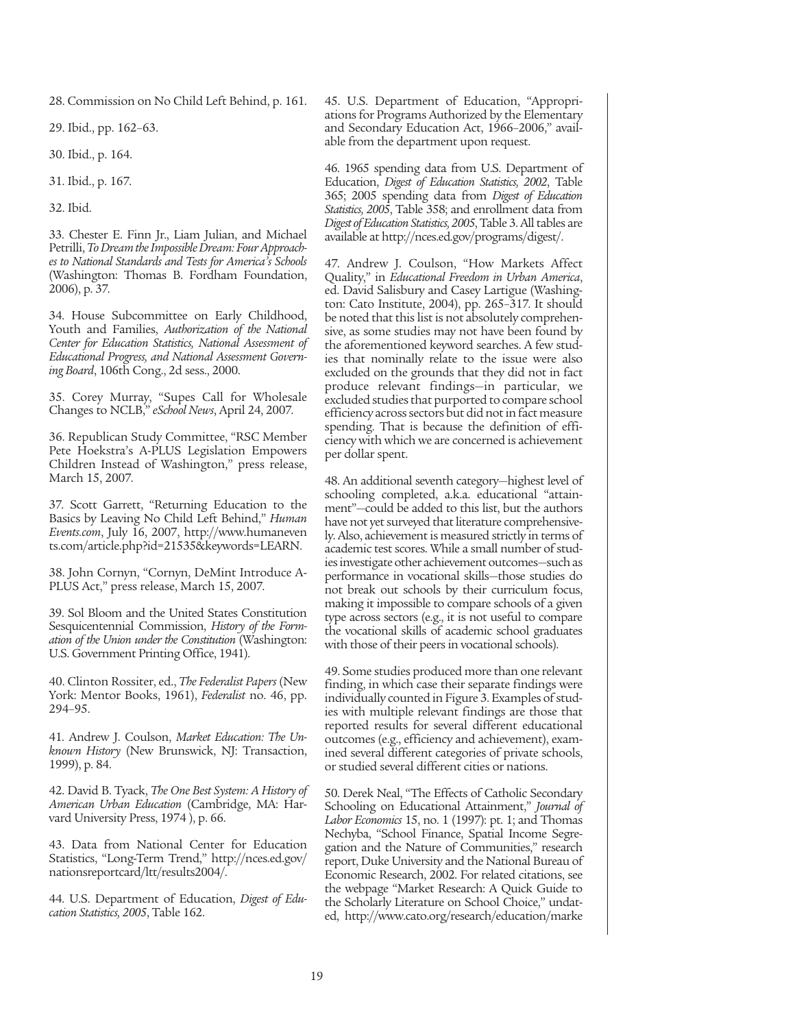28. Commission on No Child Left Behind, p. 161.

29. Ibid., pp. 162–63.

30. Ibid., p. 164.

31. Ibid., p. 167.

32. Ibid.

33. Chester E. Finn Jr., Liam Julian, and Michael Petrilli, *To Dream the Impossible Dream: Four Approaches to National Standards and Tests for America's Schools* (Washington: Thomas B. Fordham Foundation, 2006), p. 37.

34. House Subcommittee on Early Childhood, Youth and Families, *Authorization of the National Center for Education Statistics, National Assessment of Educational Progress, and National Assessment Governing Board*, 106th Cong., 2d sess., 2000.

35. Corey Murray, "Supes Call for Wholesale Changes to NCLB," *eSchool News*, April 24, 2007.

36. Republican Study Committee, "RSC Member Pete Hoekstra's A-PLUS Legislation Empowers Children Instead of Washington," press release, March 15, 2007.

37. Scott Garrett, "Returning Education to the Basics by Leaving No Child Left Behind," *Human Events.com*, July 16, 2007, http://www.humanevents.com/article.php?id=21535&keywords=LEARN.

38. John Cornyn, "Cornyn, DeMint Introduce A-PLUS Act," press release, March 15, 2007.

39. Sol Bloom and the United States Constitution Sesquicentennial Commission, *History of the Formation of the Union under the Constitution* (Washington: U.S. Government Printing Office, 1941).

40. Clinton Rossiter, ed., *The Federalist Papers* (New York: Mentor Books, 1961), *Federalist* no. 46, pp. 294–95.

41. Andrew J. Coulson, *Market Education: The Unknown History* (New Brunswick, NJ: Transaction, 1999), p. 84.

42. David B. Tyack, *The One Best System: A History of American Urban Education* (Cambridge, MA: Harvard University Press, 1974 ), p. 66.

43. Data from National Center for Education Statistics, "Long-Term Trend," http://nces.ed.gov/nationsreportcard/ltt/results2004/.

44. U.S. Department of Education, *Digest of Education Statistics, 2005*, Table 162.

45. U.S. Department of Education, "Appropriations for Programs Authorized by the Elementary and Secondary Education Act, 1966–2006," available from the department upon request.

46. 1965 spending data from U.S. Department of Education, *Digest of Education Statistics, 2002*, Table 365; 2005 spending data from *Digest of Education Statistics, 2005*, Table 358; and enrollment data from *Digest of Education Statistics, 2005*, Table 3. All tables are available at http://nces.ed.gov/programs/digest/.

47. Andrew J. Coulson, "How Markets Affect Quality," in *Educational Freedom in Urban America*, ed. David Salisbury and Casey Lartigue (Washington: Cato Institute, 2004), pp. 265–317. It should be noted that this list is not absolutely comprehensive, as some studies may not have been found by the aforementioned keyword searches. A few studies that nominally relate to the issue were also excluded on the grounds that they did not in fact produce relevant findings—in particular, we excluded studies that purported to compare school efficiency across sectors but did not in fact measure spending. That is because the definition of efficiency with which we are concerned is achievement per dollar spent.

48. An additional seventh category—highest level of schooling completed, a.k.a. educational "attainment"—could be added to this list, but the authors have not yet surveyed that literature comprehensively. Also, achievement is measured strictly in terms of academic test scores. While a small number of studies investigate other achievement outcomes—such as performance in vocational skills—those studies do not break out schools by their curriculum focus, making it impossible to compare schools of a given type across sectors (e.g., it is not useful to compare the vocational skills of academic school graduates with those of their peers in vocational schools).

49. Some studies produced more than one relevant finding, in which case their separate findings were individually counted in Figure 3. Examples of studies with multiple relevant findings are those that reported results for several different educational outcomes (e.g., efficiency and achievement), examined several different categories of private schools, or studied several different cities or nations.

50. Derek Neal, "The Effects of Catholic Secondary Schooling on Educational Attainment," *Journal of Labor Economics* 15, no. 1 (1997): pt. 1; and Thomas Nechyba, "School Finance, Spatial Income Segregation and the Nature of Communities," research report, Duke University and the National Bureau of Economic Research, 2002. For related citations, see the webpage "Market Research: A Quick Guide to the Scholarly Literature on School Choice," undated, http://www.cato.org/research/education/marke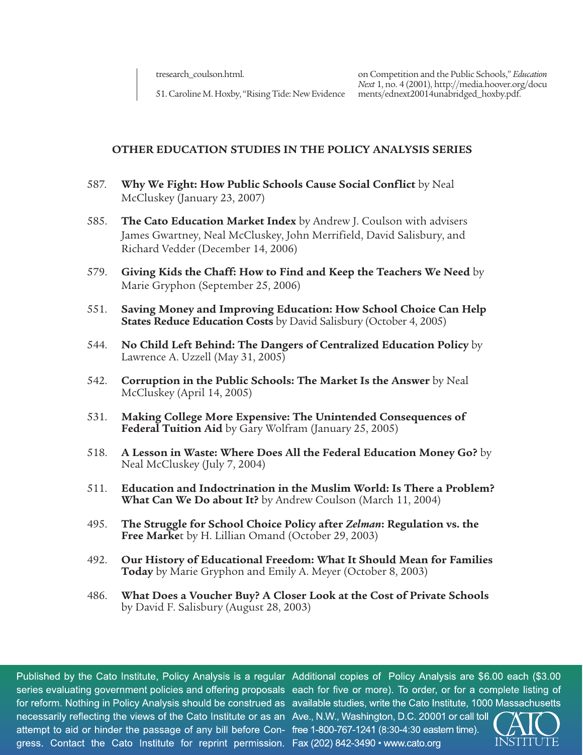tresearch_coulson.html.

51. Caroline M. Hoxby, "Rising Tide: New Evidence on Competition and the Public Schools," *Education Next* 1, no. 4 (2001), http://media.hoover.org/documents/ednext20014unabridged_hoxby.pdf.

## OTHER EDUCATION STUDIES IN THE POLICY ANALYSIS SERIES

587. **Why We Fight: How Public Schools Cause Social Conflict** by Neal McCluskey (January 23, 2007)

585. **The Cato Education Market Index** by Andrew J. Coulson with advisers James Gwartney, Neal McCluskey, John Merrifield, David Salisbury, and Richard Vedder (December 14, 2006)

579. **Giving Kids the Chaff: How to Find and Keep the Teachers We Need** by Marie Gryphon (September 25, 2006)

551. **Saving Money and Improving Education: How School Choice Can Help States Reduce Education Costs** by David Salisbury (October 4, 2005)

544. **No Child Left Behind: The Dangers of Centralized Education Policy** by Lawrence A. Uzzell (May 31, 2005)

542. **Corruption in the Public Schools: The Market Is the Answer** by Neal McCluskey (April 14, 2005)

531. **Making College More Expensive: The Unintended Consequences of Federal Tuition Aid** by Gary Wolfram (January 25, 2005)

518. **A Lesson in Waste: Where Does All the Federal Education Money Go?** by Neal McCluskey (July 7, 2004)

511. **Education and Indoctrination in the Muslim World: Is There a Problem? What Can We Do about It?** by Andrew Coulson (March 11, 2004)

495. **The Struggle for School Choice Policy after *Zelman*: Regulation vs. the Free Marke**t by H. Lillian Omand (October 29, 2003)

492. **Our History of Educational Freedom: What It Should Mean for Families Today** by Marie Gryphon and Emily A. Meyer (October 8, 2003)

486. **What Does a Voucher Buy? A Closer Look at the Cost of Private Schools** by David F. Salisbury (August 28, 2003)

Published by the Cato Institute, Policy Analysis is a regular series evaluating government policies and offering proposals for reform. Nothing in Policy Analysis should be construed as necessarily reflecting the views of the Cato Institute or as an attempt to aid or hinder the passage of any bill before Congress. Contact the Cato Institute for reprint permission. Additional copies of Policy Analysis are $6.00 each ($3.00 each for five or more). To order, or for a complete listing of available studies, write the Cato Institute, 1000 Massachusetts Ave., N.W., Washington, D.C. 20001 or call toll free 1-800-767-1241 (8:30-4:30 eastern time). Fax (202) 842-3490 • www.cato.org